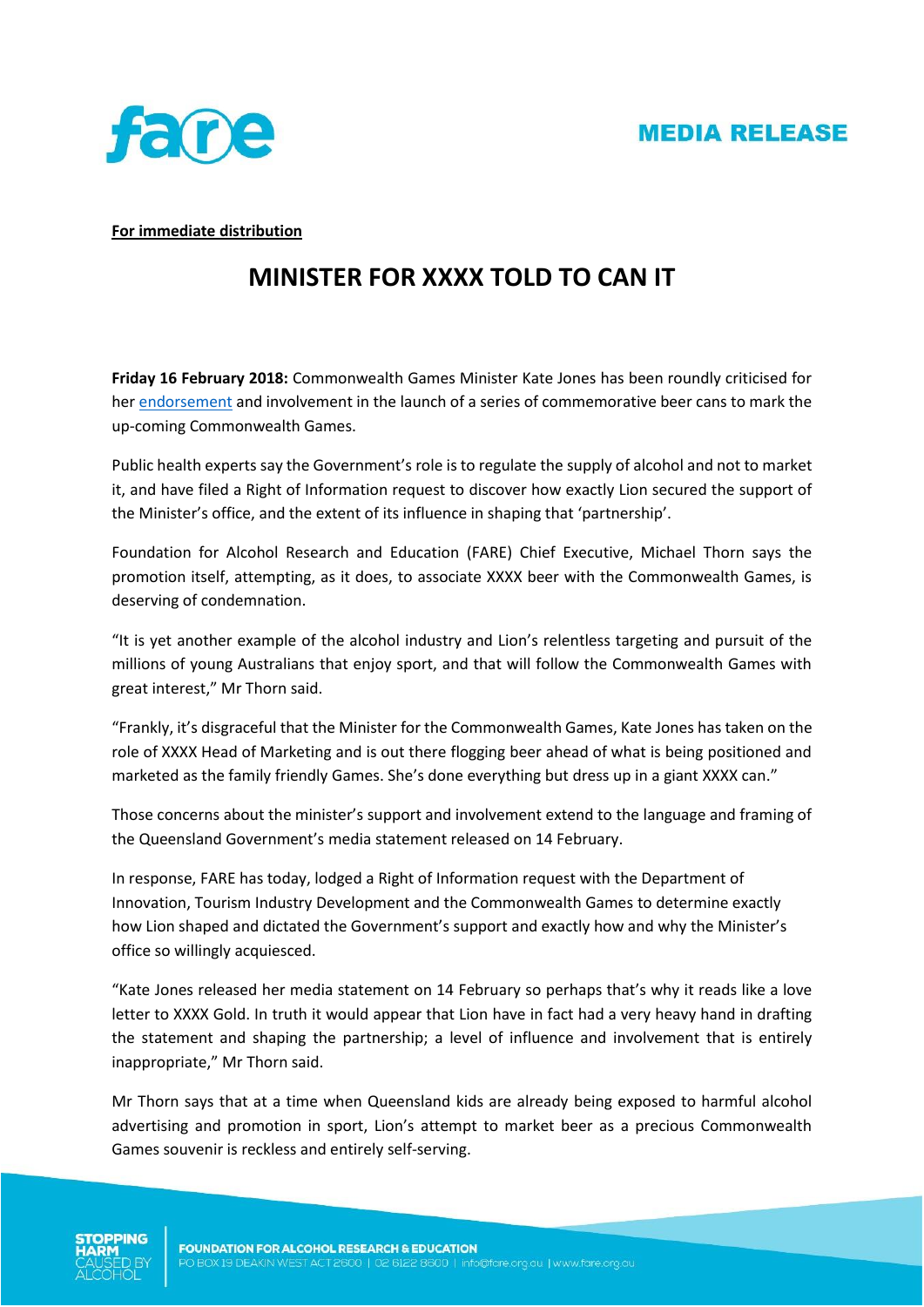**MEDIA RELEASE**

**For immediate distribution**

# MINISTER FOR XXXX TOLD TO CAN IT

**Friday 16 February 2018:** Commonwealth Games Minister Kate Jones has been roundly criticised for her endorsement and involvement in the launch of a series of commemorative beer cans to mark the up-coming Commonwealth Games.

Public health experts say the Government's role is to regulate the supply of alcohol and not to market it, and have filed a Right of Information request to discover how exactly Lion secured the support of the Minister's office, and the extent of its influence in shaping that 'partnership'.

Foundation for Alcohol Research and Education (FARE) Chief Executive, Michael Thorn says the promotion itself, attempting, as it does, to associate XXXX beer with the Commonwealth Games, is deserving of condemnation.

"It is yet another example of the alcohol industry and Lion's relentless targeting and pursuit of the millions of young Australians that enjoy sport, and that will follow the Commonwealth Games with great interest," Mr Thorn said.

"Frankly, it's disgraceful that the Minister for the Commonwealth Games, Kate Jones has taken on the role of XXXX Head of Marketing and is out there flogging beer ahead of what is being positioned and marketed as the family friendly Games. She's done everything but dress up in a giant XXXX can."

Those concerns about the minister's support and involvement extend to the language and framing of the Queensland Government's media statement released on 14 February.

In response, FARE has today, lodged a Right of Information request with the Department of Innovation, Tourism Industry Development and the Commonwealth Games to determine exactly how Lion shaped and dictated the Government's support and exactly how and why the Minister's office so willingly acquiesced.

"Kate Jones released her media statement on 14 February so perhaps that's why it reads like a love letter to XXXX Gold. In truth it would appear that Lion have in fact had a very heavy hand in drafting the statement and shaping the partnership; a level of influence and involvement that is entirely inappropriate," Mr Thorn said.

Mr Thorn says that at a time when Queensland kids are already being exposed to harmful alcohol advertising and promotion in sport, Lion's attempt to market beer as a precious Commonwealth Games souvenir is reckless and entirely self-serving.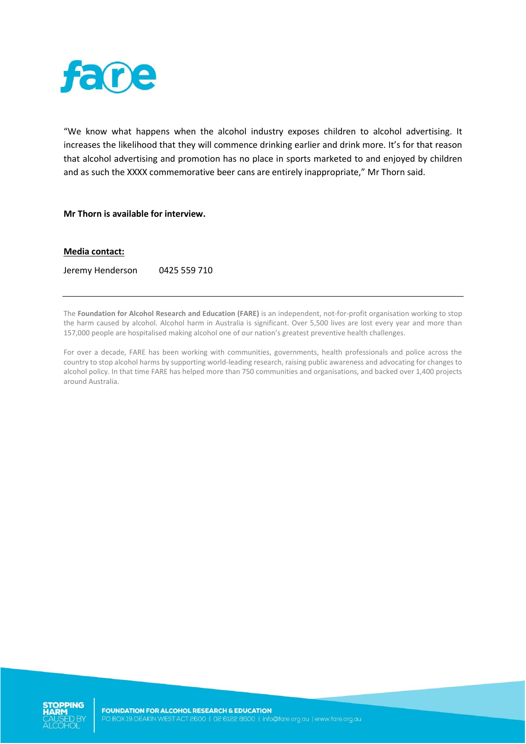"We know what happens when the alcohol industry exposes children to alcohol advertising. It increases the likelihood that they will commence drinking earlier and drink more. It's for that reason that alcohol advertising and promotion has no place in sports marketed to and enjoyed by children and as such the XXXX commemorative beer cans are entirely inappropriate," Mr Thorn said.

**Mr Thorn is available for interview.**

**Media contact:**

Jeremy Henderson 0425 559 710

---

The **Foundation for Alcohol Research and Education (FARE)** is an independent, not-for-profit organisation working to stop the harm caused by alcohol. Alcohol harm in Australia is significant. Over 5,500 lives are lost every year and more than 157,000 people are hospitalised making alcohol one of our nation's greatest preventive health challenges.

For over a decade, FARE has been working with communities, governments, health professionals and police across the country to stop alcohol harms by supporting world-leading research, raising public awareness and advocating for changes to alcohol policy. In that time FARE has helped more than 750 communities and organisations, and backed over 1,400 projects around Australia.